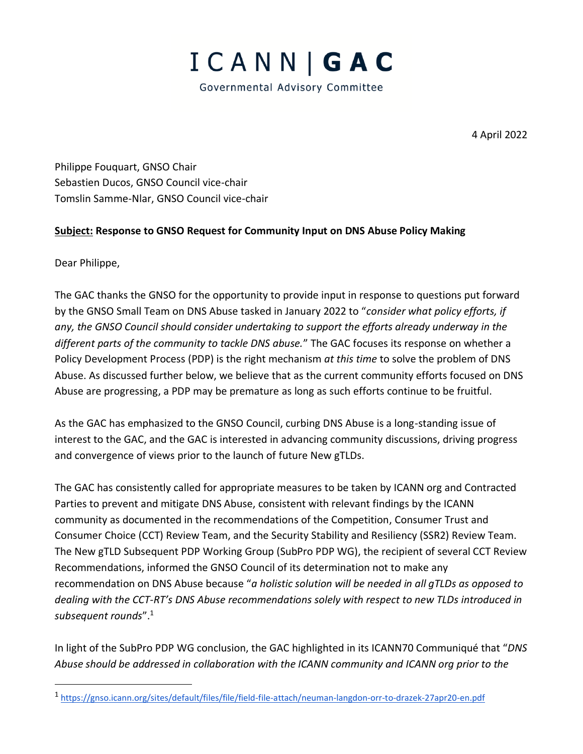# ICANN | GAC

Governmental Advisory Committee

4 April 2022

Philippe Fouquart, GNSO Chair
Sebastien Ducos, GNSO Council vice-chair
Tomslin Samme-Nlar, GNSO Council vice-chair

**Subject: Response to GNSO Request for Community Input on DNS Abuse Policy Making**

Dear Philippe,

The GAC thanks the GNSO for the opportunity to provide input in response to questions put forward by the GNSO Small Team on DNS Abuse tasked in January 2022 to "*consider what policy efforts, if any, the GNSO Council should consider undertaking to support the efforts already underway in the different parts of the community to tackle DNS abuse.*" The GAC focuses its response on whether a Policy Development Process (PDP) is the right mechanism *at this time* to solve the problem of DNS Abuse. As discussed further below, we believe that as the current community efforts focused on DNS Abuse are progressing, a PDP may be premature as long as such efforts continue to be fruitful.

As the GAC has emphasized to the GNSO Council, curbing DNS Abuse is a long-standing issue of interest to the GAC, and the GAC is interested in advancing community discussions, driving progress and convergence of views prior to the launch of future New gTLDs.

The GAC has consistently called for appropriate measures to be taken by ICANN org and Contracted Parties to prevent and mitigate DNS Abuse, consistent with relevant findings by the ICANN community as documented in the recommendations of the Competition, Consumer Trust and Consumer Choice (CCT) Review Team, and the Security Stability and Resiliency (SSR2) Review Team. The New gTLD Subsequent PDP Working Group (SubPro PDP WG), the recipient of several CCT Review Recommendations, informed the GNSO Council of its determination not to make any recommendation on DNS Abuse because "*a holistic solution will be needed in all gTLDs as opposed to dealing with the CCT-RT's DNS Abuse recommendations solely with respect to new TLDs introduced in subsequent rounds*".[1]

In light of the SubPro PDP WG conclusion, the GAC highlighted in its ICANN70 Communiqué that "*DNS Abuse should be addressed in collaboration with the ICANN community and ICANN org prior to the*

[1] https://gnso.icann.org/sites/default/files/file/field-file-attach/neuman-langdon-orr-to-drazek-27apr20-en.pdf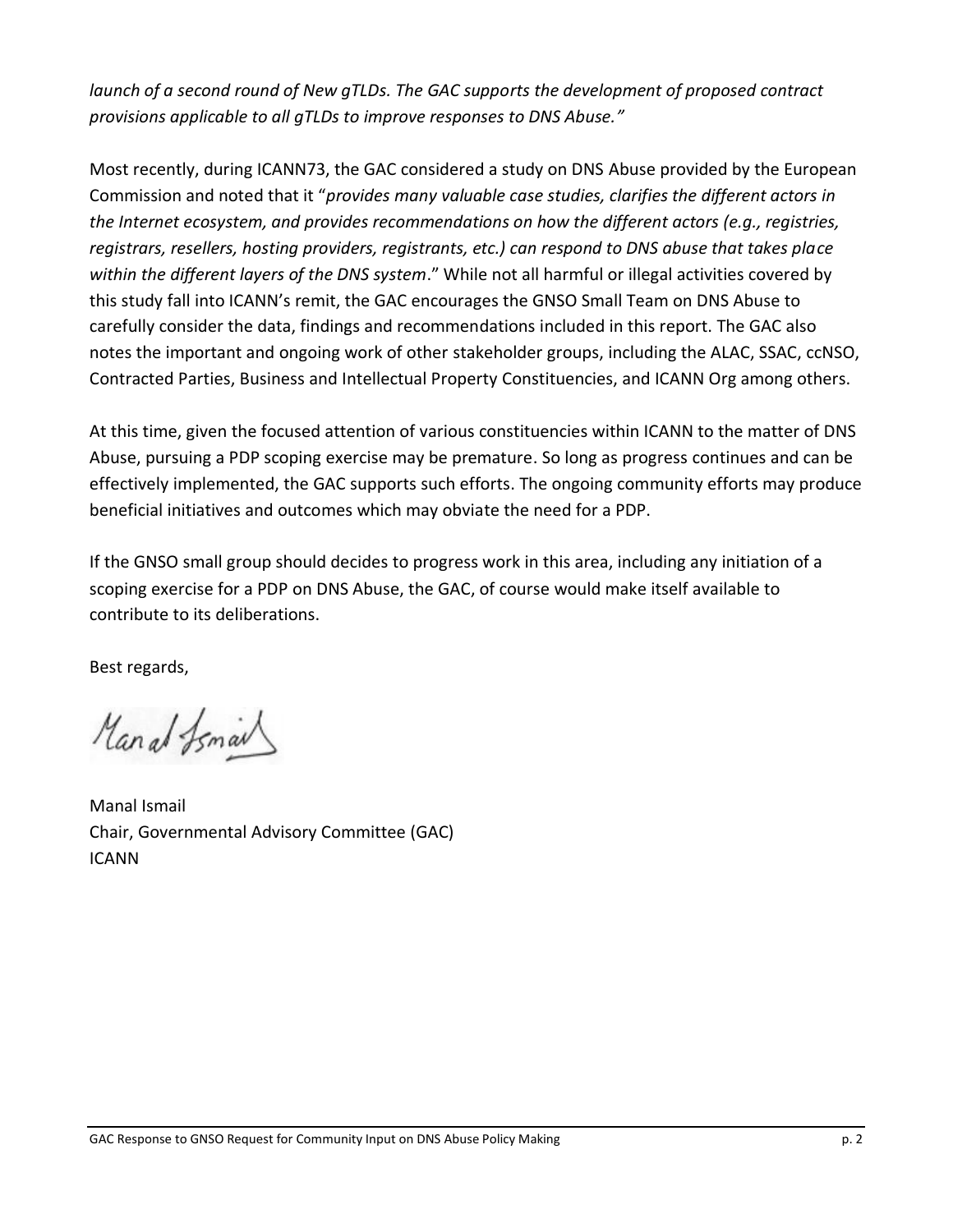*launch of a second round of New gTLDs. The GAC supports the development of proposed contract provisions applicable to all gTLDs to improve responses to DNS Abuse."*

Most recently, during ICANN73, the GAC considered a study on DNS Abuse provided by the European Commission and noted that it "*provides many valuable case studies, clarifies the different actors in the Internet ecosystem, and provides recommendations on how the different actors (e.g., registries, registrars, resellers, hosting providers, registrants, etc.) can respond to DNS abuse that takes place within the different layers of the DNS system*." While not all harmful or illegal activities covered by this study fall into ICANN's remit, the GAC encourages the GNSO Small Team on DNS Abuse to carefully consider the data, findings and recommendations included in this report. The GAC also notes the important and ongoing work of other stakeholder groups, including the ALAC, SSAC, ccNSO, Contracted Parties, Business and Intellectual Property Constituencies, and ICANN Org among others.

At this time, given the focused attention of various constituencies within ICANN to the matter of DNS Abuse, pursuing a PDP scoping exercise may be premature. So long as progress continues and can be effectively implemented, the GAC supports such efforts. The ongoing community efforts may produce beneficial initiatives and outcomes which may obviate the need for a PDP.

If the GNSO small group should decides to progress work in this area, including any initiation of a scoping exercise for a PDP on DNS Abuse, the GAC, of course would make itself available to contribute to its deliberations.

Best regards,

Manal Ismail

Manal Ismail
Chair, Governmental Advisory Committee (GAC)
ICANN